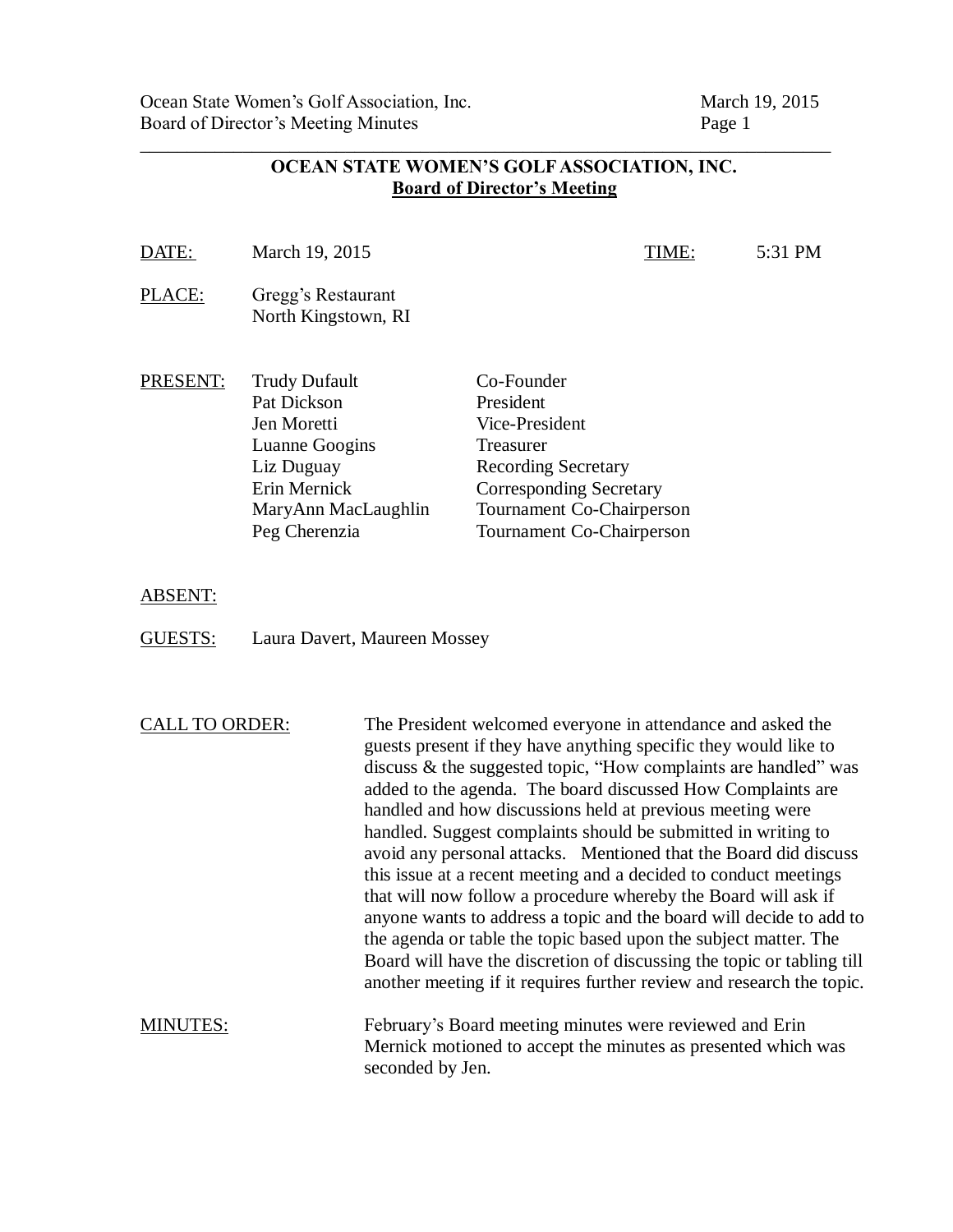# OCEAN STATE WOMEN'S GOLF ASSOCIATION, INC.

## Board of Director's Meeting

**DATE:** March 19, 2015 **TIME:** 5:31 PM

**PLACE:** Gregg's Restaurant
North Kingstown, RI

**PRESENT:**

| Name | Title |
|---|---|
| Trudy Dufault | Co-Founder |
| Pat Dickson | President |
| Jen Moretti | Vice-President |
| Luanne Googins | Treasurer |
| Liz Duguay | Recording Secretary |
| Erin Mernick | Corresponding Secretary |
| MaryAnn MacLaughlin | Tournament Co-Chairperson |
| Peg Cherenzia | Tournament Co-Chairperson |

**ABSENT:**

**GUESTS:** Laura Davert, Maureen Mossey

**CALL TO ORDER:** The President welcomed everyone in attendance and asked the guests present if they have anything specific they would like to discuss & the suggested topic, "How complaints are handled" was added to the agenda. The board discussed How Complaints are handled and how discussions held at previous meeting were handled. Suggest complaints should be submitted in writing to avoid any personal attacks. Mentioned that the Board did discuss this issue at a recent meeting and a decided to conduct meetings that will now follow a procedure whereby the Board will ask if anyone wants to address a topic and the board will decide to add to the agenda or table the topic based upon the subject matter. The Board will have the discretion of discussing the topic or tabling till another meeting if it requires further review and research the topic.

**MINUTES:** February's Board meeting minutes were reviewed and Erin Mernick motioned to accept the minutes as presented which was seconded by Jen.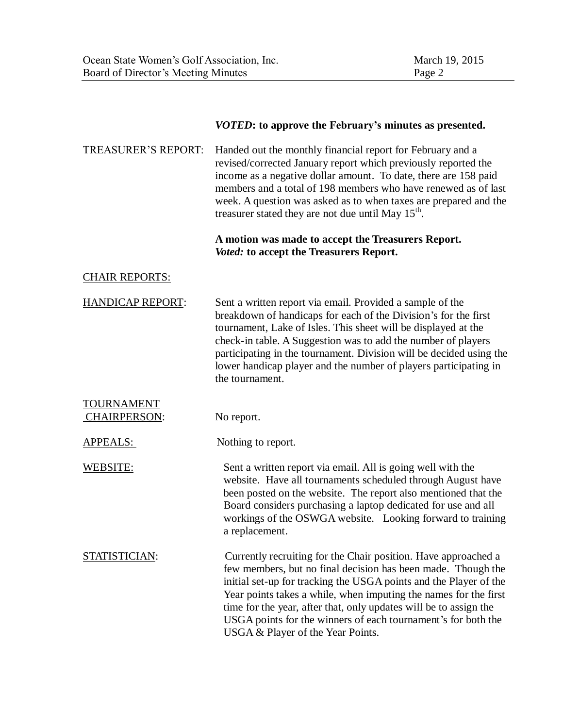***VOTED*: to approve the February's minutes as presented.**

TREASURER'S REPORT: Handed out the monthly financial report for February and a revised/corrected January report which previously reported the income as a negative dollar amount. To date, there are 158 paid members and a total of 198 members who have renewed as of last week. A question was asked as to when taxes are prepared and the treasurer stated they are not due until May 15th.

**A motion was made to accept the Treasurers Report.**
***Voted:* to accept the Treasurers Report.**

<u>CHAIR REPORTS:</u>

<u>HANDICAP REPORT</u>: Sent a written report via email. Provided a sample of the breakdown of handicaps for each of the Division's for the first tournament, Lake of Isles. This sheet will be displayed at the check-in table. A Suggestion was to add the number of players participating in the tournament. Division will be decided using the lower handicap player and the number of players participating in the tournament.

<u>TOURNAMENT CHAIRPERSON</u>: No report.

<u>APPEALS:</u> Nothing to report.

<u>WEBSITE:</u> Sent a written report via email. All is going well with the website. Have all tournaments scheduled through August have been posted on the website. The report also mentioned that the Board considers purchasing a laptop dedicated for use and all workings of the OSWGA website. Looking forward to training a replacement.

<u>STATISTICIAN</u>: Currently recruiting for the Chair position. Have approached a few members, but no final decision has been made. Though the initial set-up for tracking the USGA points and the Player of the Year points takes a while, when imputing the names for the first time for the year, after that, only updates will be to assign the USGA points for the winners of each tournament's for both the USGA & Player of the Year Points.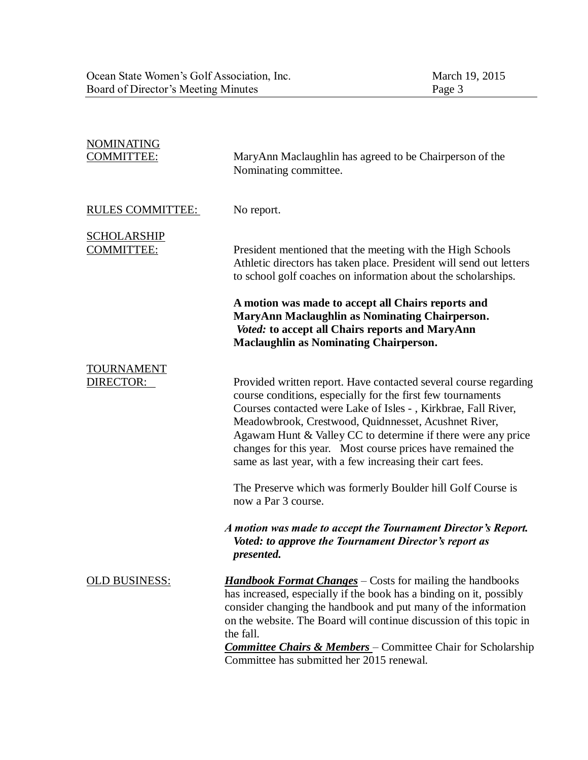**NOMINATING COMMITTEE:**

MaryAnn Maclaughlin has agreed to be Chairperson of the Nominating committee.

**RULES COMMITTEE:**

No report.

**SCHOLARSHIP COMMITTEE:**

President mentioned that the meeting with the High Schools Athletic directors has taken place. President will send out letters to school golf coaches on information about the scholarships.

**A motion was made to accept all Chairs reports and MaryAnn Maclaughlin as Nominating Chairperson.**
***Voted:* to accept all Chairs reports and MaryAnn Maclaughlin as Nominating Chairperson.**

**TOURNAMENT DIRECTOR:**

Provided written report. Have contacted several course regarding course conditions, especially for the first few tournaments Courses contacted were Lake of Isles - , Kirkbrae, Fall River, Meadowbrook, Crestwood, Quidnnesset, Acushnet River, Agawam Hunt & Valley CC to determine if there were any price changes for this year. Most course prices have remained the same as last year, with a few increasing their cart fees.

The Preserve which was formerly Boulder hill Golf Course is now a Par 3 course.

***A motion was made to accept the Tournament Director's Report. Voted: to approve the Tournament Director's report as presented.***

**OLD BUSINESS:**

***Handbook Format Changes*** – Costs for mailing the handbooks has increased, especially if the book has a binding on it, possibly consider changing the handbook and put many of the information on the website. The Board will continue discussion of this topic in the fall.

***Committee Chairs & Members*** – Committee Chair for Scholarship Committee has submitted her 2015 renewal.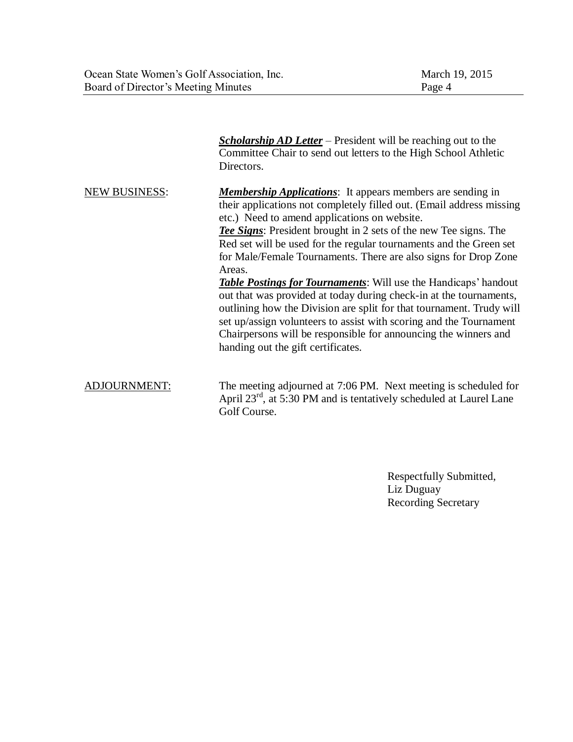***Scholarship AD Letter*** – President will be reaching out to the Committee Chair to send out letters to the High School Athletic Directors.

NEW BUSINESS:

***Membership Applications***: It appears members are sending in their applications not completely filled out. (Email address missing etc.) Need to amend applications on website.

***Tee Signs***: President brought in 2 sets of the new Tee signs. The Red set will be used for the regular tournaments and the Green set for Male/Female Tournaments. There are also signs for Drop Zone Areas.

***Table Postings for Tournaments***: Will use the Handicaps' handout out that was provided at today during check-in at the tournaments, outlining how the Division are split for that tournament. Trudy will set up/assign volunteers to assist with scoring and the Tournament Chairpersons will be responsible for announcing the winners and handing out the gift certificates.

ADJOURNMENT:

The meeting adjourned at 7:06 PM. Next meeting is scheduled for April 23rd, at 5:30 PM and is tentatively scheduled at Laurel Lane Golf Course.

Respectfully Submitted,
Liz Duguay
Recording Secretary